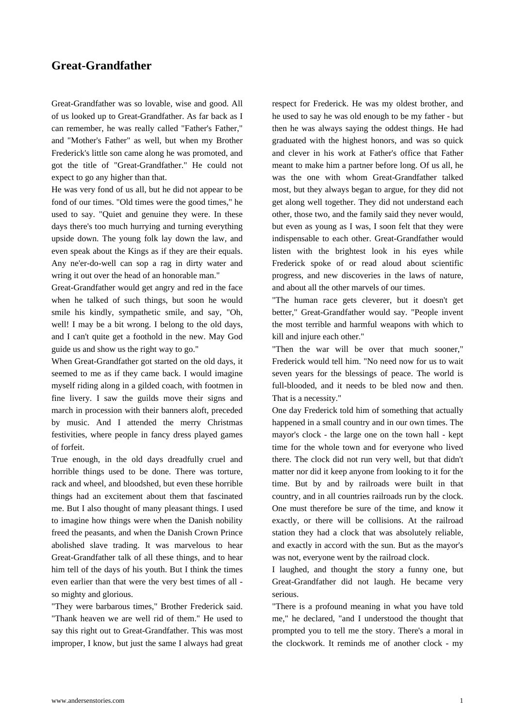## Great-Grandfather

Great-Grandfather was so lovable, wise and good. All of us looked up to Great-Grandfather. As far back as I can remember, he was really called "Father's Father," and "Mother's Father" as well, but when my Brother Frederick's little son came along he was promoted, and got the title of "Great-Grandfather." He could not expect to go any higher than that.

He was very fond of us all, but he did not appear to be fond of our times. "Old times were the good times," he used to say. "Quiet and genuine they were. In these days there's too much hurrying and turning everything upside down. The young folk lay down the law, and even speak about the Kings as if they are their equals. Any ne'er-do-well can sop a rag in dirty water and wring it out over the head of an honorable man."

Great-Grandfather would get angry and red in the face when he talked of such things, but soon he would smile his kindly, sympathetic smile, and say, "Oh, well! I may be a bit wrong. I belong to the old days, and I can't quite get a foothold in the new. May God guide us and show us the right way to go."

When Great-Grandfather got started on the old days, it seemed to me as if they came back. I would imagine myself riding along in a gilded coach, with footmen in fine livery. I saw the guilds move their signs and march in procession with their banners aloft, preceded by music. And I attended the merry Christmas festivities, where people in fancy dress played games of forfeit.

True enough, in the old days dreadfully cruel and horrible things used to be done. There was torture, rack and wheel, and bloodshed, but even these horrible things had an excitement about them that fascinated me. But I also thought of many pleasant things. I used to imagine how things were when the Danish nobility freed the peasants, and when the Danish Crown Prince abolished slave trading. It was marvelous to hear Great-Grandfather talk of all these things, and to hear him tell of the days of his youth. But I think the times even earlier than that were the very best times of all - so mighty and glorious.

"They were barbarous times," Brother Frederick said. "Thank heaven we are well rid of them." He used to say this right out to Great-Grandfather. This was most improper, I know, but just the same I always had great respect for Frederick. He was my oldest brother, and he used to say he was old enough to be my father - but then he was always saying the oddest things. He had graduated with the highest honors, and was so quick and clever in his work at Father's office that Father meant to make him a partner before long. Of us all, he was the one with whom Great-Grandfather talked most, but they always began to argue, for they did not get along well together. They did not understand each other, those two, and the family said they never would, but even as young as I was, I soon felt that they were indispensable to each other. Great-Grandfather would listen with the brightest look in his eyes while Frederick spoke of or read aloud about scientific progress, and new discoveries in the laws of nature, and about all the other marvels of our times.

"The human race gets cleverer, but it doesn't get better," Great-Grandfather would say. "People invent the most terrible and harmful weapons with which to kill and injure each other."

"Then the war will be over that much sooner," Frederick would tell him. "No need now for us to wait seven years for the blessings of peace. The world is full-blooded, and it needs to be bled now and then. That is a necessity."

One day Frederick told him of something that actually happened in a small country and in our own times. The mayor's clock - the large one on the town hall - kept time for the whole town and for everyone who lived there. The clock did not run very well, but that didn't matter nor did it keep anyone from looking to it for the time. But by and by railroads were built in that country, and in all countries railroads run by the clock. One must therefore be sure of the time, and know it exactly, or there will be collisions. At the railroad station they had a clock that was absolutely reliable, and exactly in accord with the sun. But as the mayor's was not, everyone went by the railroad clock.

I laughed, and thought the story a funny one, but Great-Grandfather did not laugh. He became very serious.

"There is a profound meaning in what you have told me," he declared, "and I understood the thought that prompted you to tell me the story. There's a moral in the clockwork. It reminds me of another clock - my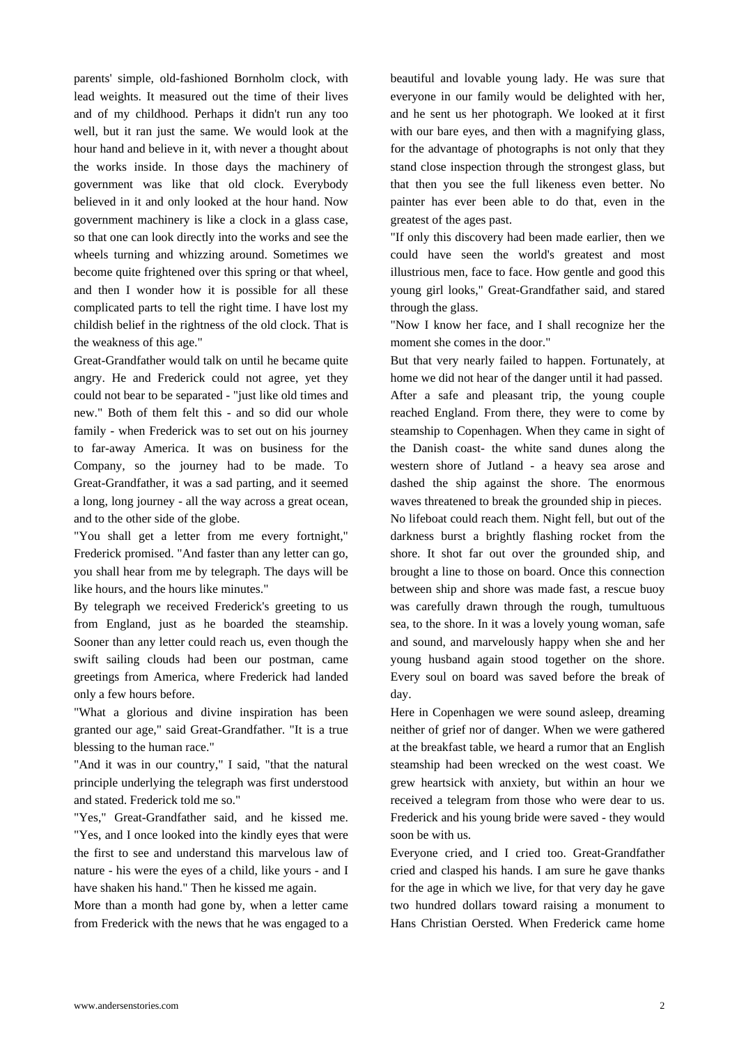parents' simple, old-fashioned Bornholm clock, with lead weights. It measured out the time of their lives and of my childhood. Perhaps it didn't run any too well, but it ran just the same. We would look at the hour hand and believe in it, with never a thought about the works inside. In those days the machinery of government was like that old clock. Everybody believed in it and only looked at the hour hand. Now government machinery is like a clock in a glass case, so that one can look directly into the works and see the wheels turning and whizzing around. Sometimes we become quite frightened over this spring or that wheel, and then I wonder how it is possible for all these complicated parts to tell the right time. I have lost my childish belief in the rightness of the old clock. That is the weakness of this age."

Great-Grandfather would talk on until he became quite angry. He and Frederick could not agree, yet they could not bear to be separated - "just like old times and new." Both of them felt this - and so did our whole family - when Frederick was to set out on his journey to far-away America. It was on business for the Company, so the journey had to be made. To Great-Grandfather, it was a sad parting, and it seemed a long, long journey - all the way across a great ocean, and to the other side of the globe.

"You shall get a letter from me every fortnight," Frederick promised. "And faster than any letter can go, you shall hear from me by telegraph. The days will be like hours, and the hours like minutes."

By telegraph we received Frederick's greeting to us from England, just as he boarded the steamship. Sooner than any letter could reach us, even though the swift sailing clouds had been our postman, came greetings from America, where Frederick had landed only a few hours before.

"What a glorious and divine inspiration has been granted our age," said Great-Grandfather. "It is a true blessing to the human race."

"And it was in our country," I said, "that the natural principle underlying the telegraph was first understood and stated. Frederick told me so."

"Yes," Great-Grandfather said, and he kissed me. "Yes, and I once looked into the kindly eyes that were the first to see and understand this marvelous law of nature - his were the eyes of a child, like yours - and I have shaken his hand." Then he kissed me again.

More than a month had gone by, when a letter came from Frederick with the news that he was engaged to a beautiful and lovable young lady. He was sure that everyone in our family would be delighted with her, and he sent us her photograph. We looked at it first with our bare eyes, and then with a magnifying glass, for the advantage of photographs is not only that they stand close inspection through the strongest glass, but that then you see the full likeness even better. No painter has ever been able to do that, even in the greatest of the ages past.

"If only this discovery had been made earlier, then we could have seen the world's greatest and most illustrious men, face to face. How gentle and good this young girl looks," Great-Grandfather said, and stared through the glass.

"Now I know her face, and I shall recognize her the moment she comes in the door."

But that very nearly failed to happen. Fortunately, at home we did not hear of the danger until it had passed.

After a safe and pleasant trip, the young couple reached England. From there, they were to come by steamship to Copenhagen. When they came in sight of the Danish coast- the white sand dunes along the western shore of Jutland - a heavy sea arose and dashed the ship against the shore. The enormous waves threatened to break the grounded ship in pieces.

No lifeboat could reach them. Night fell, but out of the darkness burst a brightly flashing rocket from the shore. It shot far out over the grounded ship, and brought a line to those on board. Once this connection between ship and shore was made fast, a rescue buoy was carefully drawn through the rough, tumultuous sea, to the shore. In it was a lovely young woman, safe and sound, and marvelously happy when she and her young husband again stood together on the shore. Every soul on board was saved before the break of day.

Here in Copenhagen we were sound asleep, dreaming neither of grief nor of danger. When we were gathered at the breakfast table, we heard a rumor that an English steamship had been wrecked on the west coast. We grew heartsick with anxiety, but within an hour we received a telegram from those who were dear to us. Frederick and his young bride were saved - they would soon be with us.

Everyone cried, and I cried too. Great-Grandfather cried and clasped his hands. I am sure he gave thanks for the age in which we live, for that very day he gave two hundred dollars toward raising a monument to Hans Christian Oersted. When Frederick came home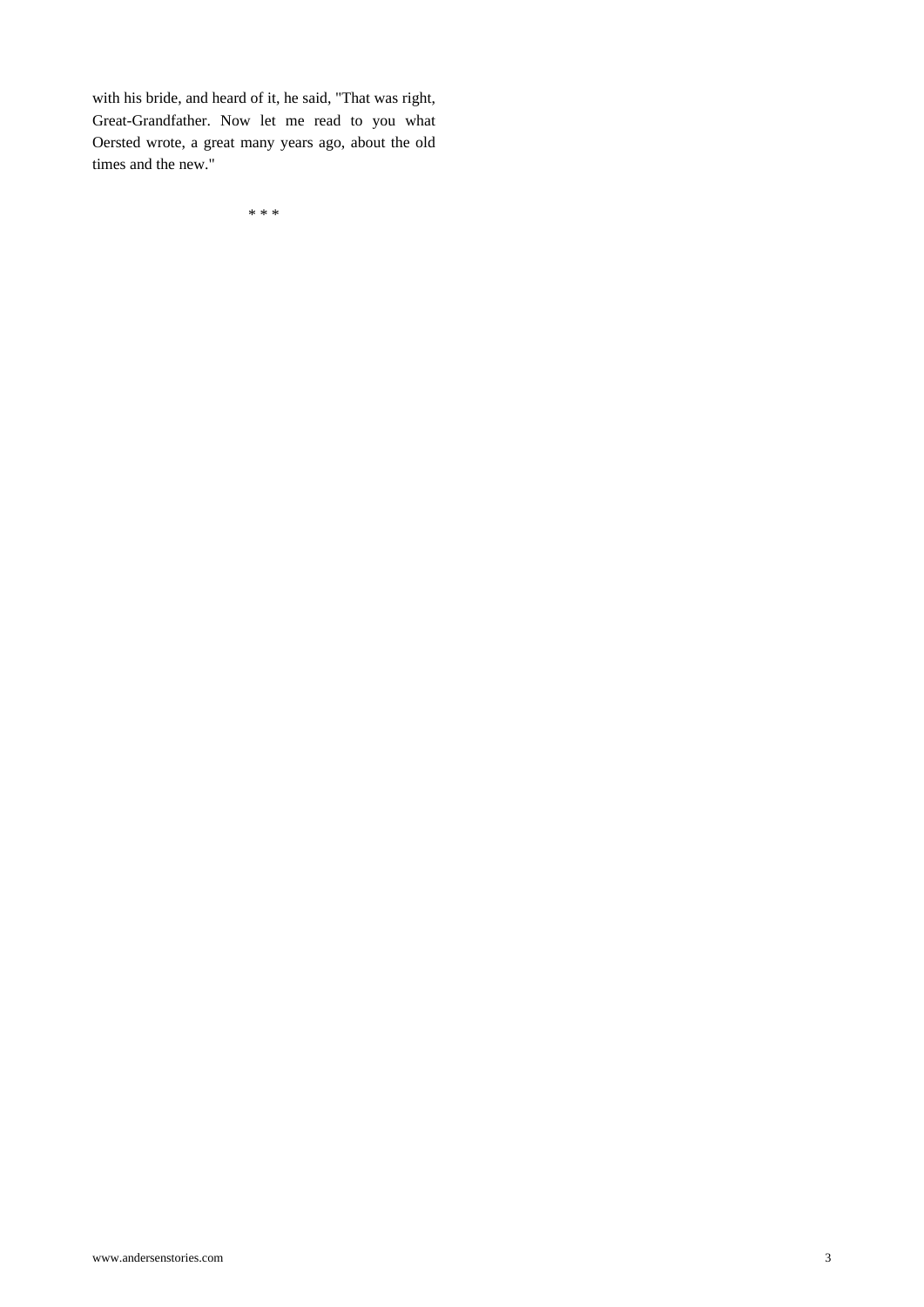with his bride, and heard of it, he said, "That was right, Great-Grandfather. Now let me read to you what Oersted wrote, a great many years ago, about the old times and the new."

* * *